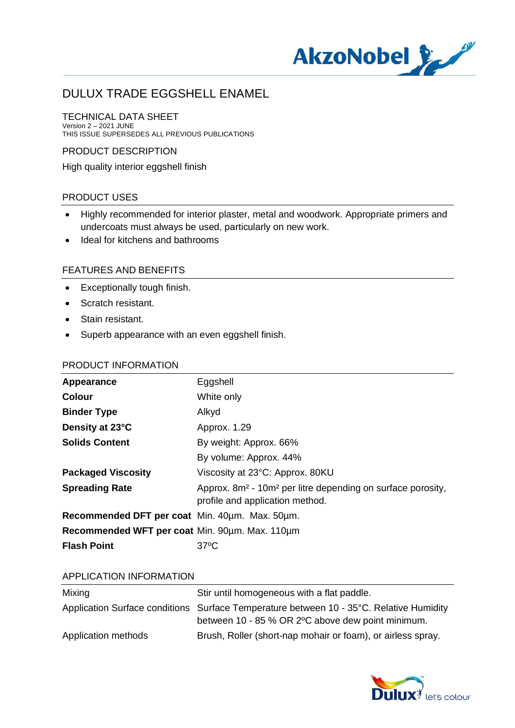# DULUX TRADE EGGSHELL ENAMEL

## TECHNICAL DATA SHEET

Version 2 – 2021 JUNE
THIS ISSUE SUPERSEDES ALL PREVIOUS PUBLICATIONS

## PRODUCT DESCRIPTION

High quality interior eggshell finish

## PRODUCT USES

- Highly recommended for interior plaster, metal and woodwork. Appropriate primers and undercoats must always be used, particularly on new work.
- Ideal for kitchens and bathrooms

## FEATURES AND BENEFITS

- Exceptionally tough finish.
- Scratch resistant.
- Stain resistant.
- Superb appearance with an even eggshell finish.

## PRODUCT INFORMATION

| | |
|---|---|
| **Appearance** | Eggshell |
| **Colour** | White only |
| **Binder Type** | Alkyd |
| **Density at 23°C** | Approx. 1.29 |
| **Solids Content** | By weight: Approx. 66% |
| | By volume: Approx. 44% |
| **Packaged Viscosity** | Viscosity at 23°C: Approx. 80KU |
| **Spreading Rate** | Approx. 8m² - 10m² per litre depending on surface porosity, profile and application method. |
| **Recommended DFT per coat** | Min. 40µm. Max. 50µm. |
| **Recommended WFT per coat** | Min. 90µm. Max. 110µm |
| **Flash Point** | 37ºC |

## APPLICATION INFORMATION

| | |
|---|---|
| Mixing | Stir until homogeneous with a flat paddle. |
| Application Surface conditions | Surface Temperature between 10 - 35°C. Relative Humidity between 10 - 85 % OR 2ºC above dew point minimum. |
| Application methods | Brush, Roller (short-nap mohair or foam), or airless spray. |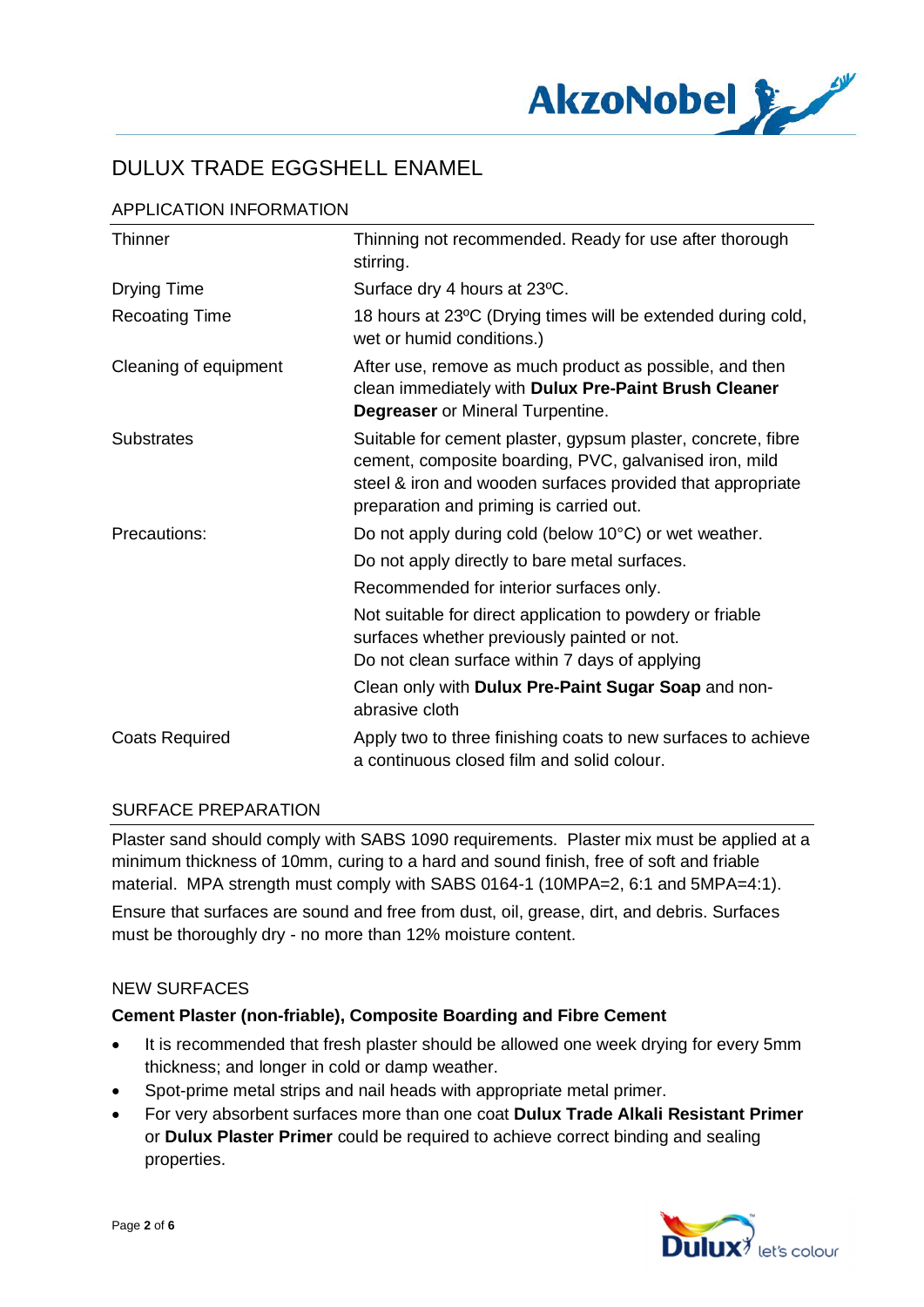# DULUX TRADE EGGSHELL ENAMEL

## APPLICATION INFORMATION

| | |
|---|---|
| Thinner | Thinning not recommended. Ready for use after thorough stirring. |
| Drying Time | Surface dry 4 hours at 23ºC. |
| Recoating Time | 18 hours at 23ºC (Drying times will be extended during cold, wet or humid conditions.) |
| Cleaning of equipment | After use, remove as much product as possible, and then clean immediately with **Dulux Pre-Paint Brush Cleaner Degreaser** or Mineral Turpentine. |
| Substrates | Suitable for cement plaster, gypsum plaster, concrete, fibre cement, composite boarding, PVC, galvanised iron, mild steel & iron and wooden surfaces provided that appropriate preparation and priming is carried out. |
| Precautions: | Do not apply during cold (below 10°C) or wet weather. |
| | Do not apply directly to bare metal surfaces. |
| | Recommended for interior surfaces only. |
| | Not suitable for direct application to powdery or friable surfaces whether previously painted or not. Do not clean surface within 7 days of applying |
| | Clean only with **Dulux Pre-Paint Sugar Soap** and non-abrasive cloth |
| Coats Required | Apply two to three finishing coats to new surfaces to achieve a continuous closed film and solid colour. |

## SURFACE PREPARATION

Plaster sand should comply with SABS 1090 requirements. Plaster mix must be applied at a minimum thickness of 10mm, curing to a hard and sound finish, free of soft and friable material. MPA strength must comply with SABS 0164-1 (10MPA=2, 6:1 and 5MPA=4:1).

Ensure that surfaces are sound and free from dust, oil, grease, dirt, and debris. Surfaces must be thoroughly dry - no more than 12% moisture content.

## NEW SURFACES

**Cement Plaster (non-friable), Composite Boarding and Fibre Cement**

- It is recommended that fresh plaster should be allowed one week drying for every 5mm thickness; and longer in cold or damp weather.
- Spot-prime metal strips and nail heads with appropriate metal primer.
- For very absorbent surfaces more than one coat **Dulux Trade Alkali Resistant Primer** or **Dulux Plaster Primer** could be required to achieve correct binding and sealing properties.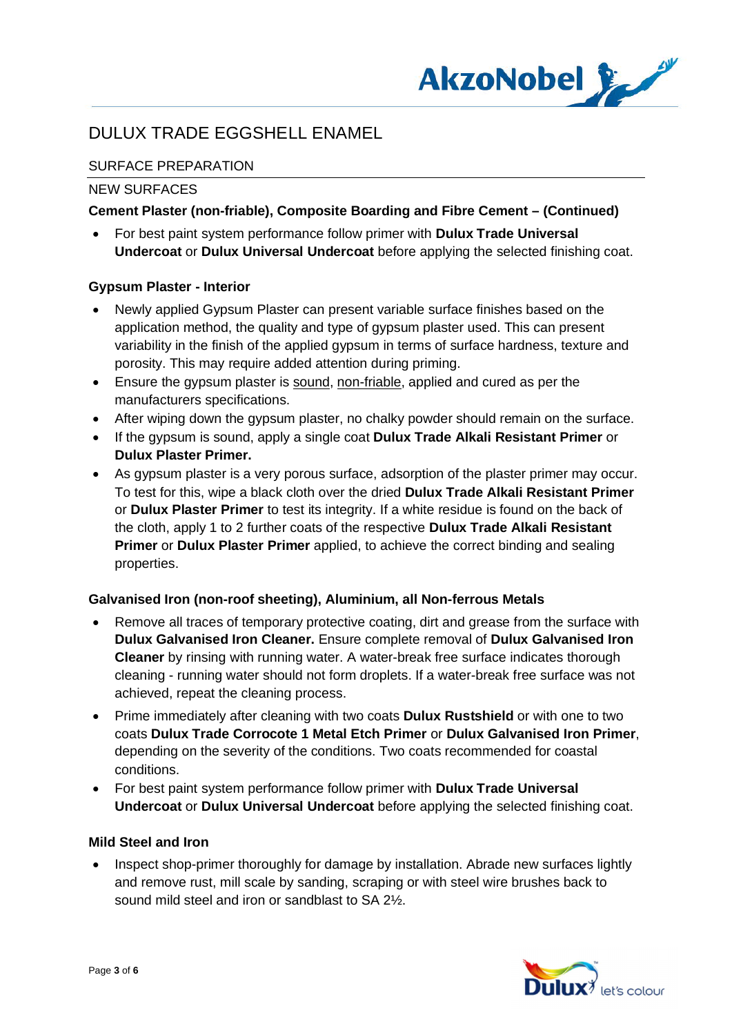# DULUX TRADE EGGSHELL ENAMEL

## SURFACE PREPARATION

### NEW SURFACES

**Cement Plaster (non-friable), Composite Boarding and Fibre Cement – (Continued)**

- For best paint system performance follow primer with **Dulux Trade Universal Undercoat** or **Dulux Universal Undercoat** before applying the selected finishing coat.

**Gypsum Plaster - Interior**

- Newly applied Gypsum Plaster can present variable surface finishes based on the application method, the quality and type of gypsum plaster used. This can present variability in the finish of the applied gypsum in terms of surface hardness, texture and porosity. This may require added attention during priming.
- Ensure the gypsum plaster is <u>sound</u>, <u>non-friable</u>, applied and cured as per the manufacturers specifications.
- After wiping down the gypsum plaster, no chalky powder should remain on the surface.
- If the gypsum is sound, apply a single coat **Dulux Trade Alkali Resistant Primer** or **Dulux Plaster Primer.**
- As gypsum plaster is a very porous surface, adsorption of the plaster primer may occur. To test for this, wipe a black cloth over the dried **Dulux Trade Alkali Resistant Primer** or **Dulux Plaster Primer** to test its integrity. If a white residue is found on the back of the cloth, apply 1 to 2 further coats of the respective **Dulux Trade Alkali Resistant Primer** or **Dulux Plaster Primer** applied, to achieve the correct binding and sealing properties.

**Galvanised Iron (non-roof sheeting), Aluminium, all Non-ferrous Metals**

- Remove all traces of temporary protective coating, dirt and grease from the surface with **Dulux Galvanised Iron Cleaner.** Ensure complete removal of **Dulux Galvanised Iron Cleaner** by rinsing with running water. A water-break free surface indicates thorough cleaning - running water should not form droplets. If a water-break free surface was not achieved, repeat the cleaning process.
- Prime immediately after cleaning with two coats **Dulux Rustshield** or with one to two coats **Dulux Trade Corrocote 1 Metal Etch Primer** or **Dulux Galvanised Iron Primer**, depending on the severity of the conditions. Two coats recommended for coastal conditions.
- For best paint system performance follow primer with **Dulux Trade Universal Undercoat** or **Dulux Universal Undercoat** before applying the selected finishing coat.

**Mild Steel and Iron**

- Inspect shop-primer thoroughly for damage by installation. Abrade new surfaces lightly and remove rust, mill scale by sanding, scraping or with steel wire brushes back to sound mild steel and iron or sandblast to SA 2½.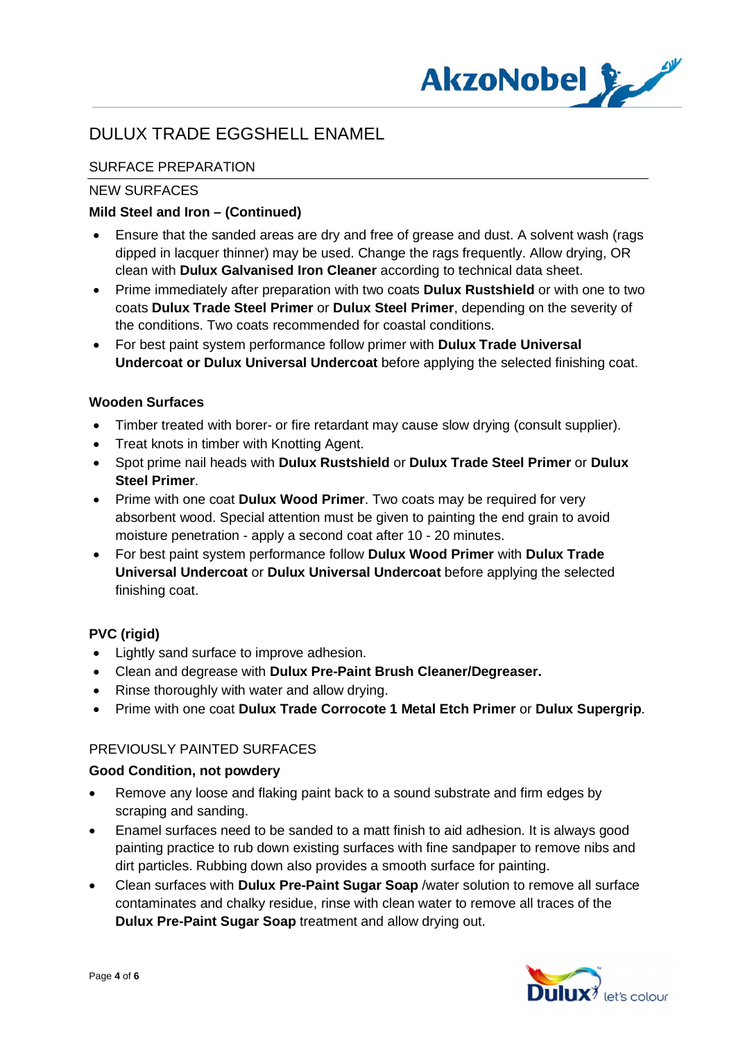# DULUX TRADE EGGSHELL ENAMEL

## SURFACE PREPARATION

### NEW SURFACES

**Mild Steel and Iron – (Continued)**

- Ensure that the sanded areas are dry and free of grease and dust. A solvent wash (rags dipped in lacquer thinner) may be used. Change the rags frequently. Allow drying, OR clean with **Dulux Galvanised Iron Cleaner** according to technical data sheet.
- Prime immediately after preparation with two coats **Dulux Rustshield** or with one to two coats **Dulux Trade Steel Primer** or **Dulux Steel Primer**, depending on the severity of the conditions. Two coats recommended for coastal conditions.
- For best paint system performance follow primer with **Dulux Trade Universal Undercoat or Dulux Universal Undercoat** before applying the selected finishing coat.

**Wooden Surfaces**

- Timber treated with borer- or fire retardant may cause slow drying (consult supplier).
- Treat knots in timber with Knotting Agent.
- Spot prime nail heads with **Dulux Rustshield** or **Dulux Trade Steel Primer** or **Dulux Steel Primer**.
- Prime with one coat **Dulux Wood Primer**. Two coats may be required for very absorbent wood. Special attention must be given to painting the end grain to avoid moisture penetration - apply a second coat after 10 - 20 minutes.
- For best paint system performance follow **Dulux Wood Primer** with **Dulux Trade Universal Undercoat** or **Dulux Universal Undercoat** before applying the selected finishing coat.

**PVC (rigid)**

- Lightly sand surface to improve adhesion.
- Clean and degrease with **Dulux Pre-Paint Brush Cleaner/Degreaser.**
- Rinse thoroughly with water and allow drying.
- Prime with one coat **Dulux Trade Corrocote 1 Metal Etch Primer** or **Dulux Supergrip**.

### PREVIOUSLY PAINTED SURFACES

**Good Condition, not powdery**

- Remove any loose and flaking paint back to a sound substrate and firm edges by scraping and sanding.
- Enamel surfaces need to be sanded to a matt finish to aid adhesion. It is always good painting practice to rub down existing surfaces with fine sandpaper to remove nibs and dirt particles. Rubbing down also provides a smooth surface for painting.
- Clean surfaces with **Dulux Pre-Paint Sugar Soap** /water solution to remove all surface contaminates and chalky residue, rinse with clean water to remove all traces of the **Dulux Pre-Paint Sugar Soap** treatment and allow drying out.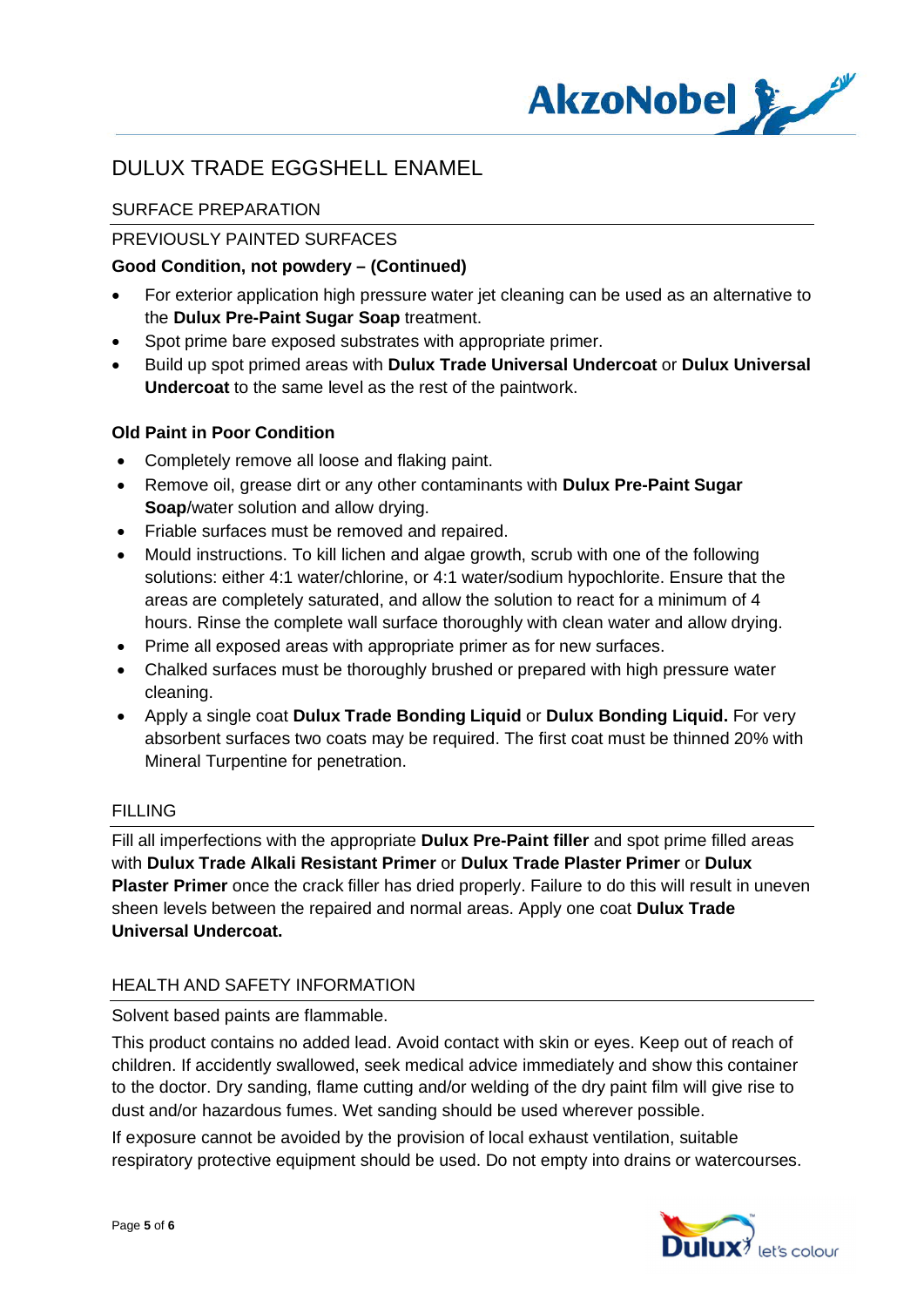# DULUX TRADE EGGSHELL ENAMEL

## SURFACE PREPARATION

### PREVIOUSLY PAINTED SURFACES

**Good Condition, not powdery – (Continued)**

- For exterior application high pressure water jet cleaning can be used as an alternative to the **Dulux Pre-Paint Sugar Soap** treatment.
- Spot prime bare exposed substrates with appropriate primer.
- Build up spot primed areas with **Dulux Trade Universal Undercoat** or **Dulux Universal Undercoat** to the same level as the rest of the paintwork.

**Old Paint in Poor Condition**

- Completely remove all loose and flaking paint.
- Remove oil, grease dirt or any other contaminants with **Dulux Pre-Paint Sugar Soap**/water solution and allow drying.
- Friable surfaces must be removed and repaired.
- Mould instructions. To kill lichen and algae growth, scrub with one of the following solutions: either 4:1 water/chlorine, or 4:1 water/sodium hypochlorite. Ensure that the areas are completely saturated, and allow the solution to react for a minimum of 4 hours. Rinse the complete wall surface thoroughly with clean water and allow drying.
- Prime all exposed areas with appropriate primer as for new surfaces.
- Chalked surfaces must be thoroughly brushed or prepared with high pressure water cleaning.
- Apply a single coat **Dulux Trade Bonding Liquid** or **Dulux Bonding Liquid.** For very absorbent surfaces two coats may be required. The first coat must be thinned 20% with Mineral Turpentine for penetration.

## FILLING

Fill all imperfections with the appropriate **Dulux Pre-Paint filler** and spot prime filled areas with **Dulux Trade Alkali Resistant Primer** or **Dulux Trade Plaster Primer** or **Dulux Plaster Primer** once the crack filler has dried properly. Failure to do this will result in uneven sheen levels between the repaired and normal areas. Apply one coat **Dulux Trade Universal Undercoat.**

## HEALTH AND SAFETY INFORMATION

Solvent based paints are flammable.

This product contains no added lead. Avoid contact with skin or eyes. Keep out of reach of children. If accidently swallowed, seek medical advice immediately and show this container to the doctor. Dry sanding, flame cutting and/or welding of the dry paint film will give rise to dust and/or hazardous fumes. Wet sanding should be used wherever possible.

If exposure cannot be avoided by the provision of local exhaust ventilation, suitable respiratory protective equipment should be used. Do not empty into drains or watercourses.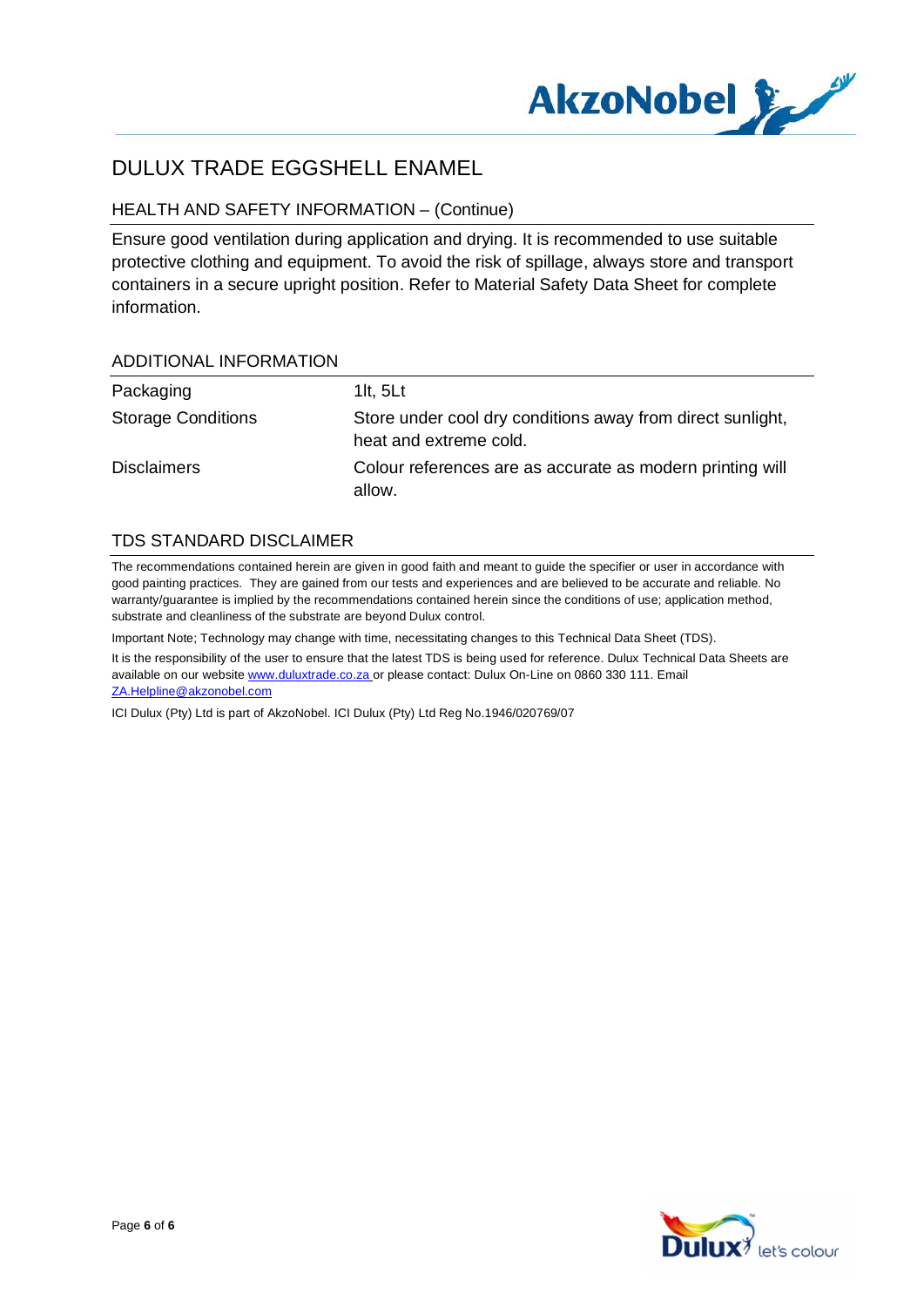# DULUX TRADE EGGSHELL ENAMEL

## HEALTH AND SAFETY INFORMATION – (Continue)

Ensure good ventilation during application and drying. It is recommended to use suitable protective clothing and equipment. To avoid the risk of spillage, always store and transport containers in a secure upright position. Refer to Material Safety Data Sheet for complete information.

## ADDITIONAL INFORMATION

| | |
|---|---|
| Packaging | 1lt, 5Lt |
| Storage Conditions | Store under cool dry conditions away from direct sunlight, heat and extreme cold. |
| Disclaimers | Colour references are as accurate as modern printing will allow. |

## TDS STANDARD DISCLAIMER

The recommendations contained herein are given in good faith and meant to guide the specifier or user in accordance with good painting practices. They are gained from our tests and experiences and are believed to be accurate and reliable. No warranty/guarantee is implied by the recommendations contained herein since the conditions of use; application method, substrate and cleanliness of the substrate are beyond Dulux control.

Important Note; Technology may change with time, necessitating changes to this Technical Data Sheet (TDS).

It is the responsibility of the user to ensure that the latest TDS is being used for reference. Dulux Technical Data Sheets are available on our website www.duluxtrade.co.za or please contact: Dulux On-Line on 0860 330 111. Email ZA.Helpline@akzonobel.com

ICI Dulux (Pty) Ltd is part of AkzoNobel. ICI Dulux (Pty) Ltd Reg No.1946/020769/07